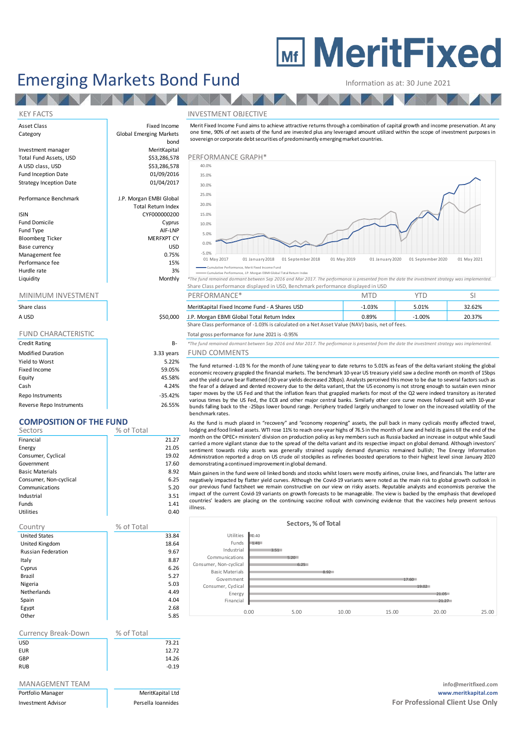# MeritFixed

# Emerging Markets Bond Fund

Information as at: 30 June 2021

## KEY FACTS

| | |
|---|---|
| Asset Class | Fixed Income |
| Category | Global Emerging Markets bond |
| Investment manager | MeritKapital |
| Total Fund Assets, USD | $53,286,578 |
| A USD class, USD | $53,286,578 |
| Fund Inception Date | 01/09/2016 |
| Strategy Inception Date | 01/04/2017 |
| Performance Benchmark | J.P. Morgan EMBI Global Total Return Index |
| ISIN | CYF000000200 |
| Fund Domicile | Cyprus |
| Fund Type | AIF-LNP |
| Bloomberg Ticker | MERFXPT CY |
| Base currency | USD |
| Management fee | 0.75% |
| Performance fee | 15% |
| Hurdle rate | 3% |
| Liquidity | Monthly |

## MINIMUM INVESTMENT

| Share class | |
|---|---|
| A USD | $50,000 |

## FUND CHARACTERISTIC

| | |
|---|---|
| Credit Rating | B- |
| Modified Duration | 3.33 years |
| Yield to Worst | 5.22% |
| Fixed Income | 59.05% |
| Equity | 45.58% |
| Cash | 4.24% |
| Repo Instruments | -35.42% |
| Reverse Repo Instruments | 26.55% |

## COMPOSITION OF THE FUND

| Sectors | % of Total |
|---|---|
| Financial | 21.27 |
| Energy | 21.05 |
| Consumer, Cyclical | 19.02 |
| Government | 17.60 |
| Basic Materials | 8.92 |
| Consumer, Non-cyclical | 6.25 |
| Communications | 5.20 |
| Industrial | 3.51 |
| Funds | 1.41 |
| Utilities | 0.40 |

| Country | % of Total |
|---|---|
| United States | 33.84 |
| United Kingdom | 18.64 |
| Russian Federation | 9.67 |
| Italy | 8.87 |
| Cyprus | 6.26 |
| Brazil | 5.27 |
| Nigeria | 5.03 |
| Netherlands | 4.49 |
| Spain | 4.04 |
| Egypt | 2.68 |
| Other | 5.85 |

| Currency Break-Down | % of Total |
|---|---|
| USD | 73.21 |
| EUR | 12.72 |
| GBP | 14.26 |
| RUB | -0.19 |

## MANAGEMENT TEAM

| | |
|---|---|
| Portfolio Manager | MeritKapital Ltd |
| Investment Advisor | Persella Ioannides |

## INVESTMENT OBJECTIVE

Merit Fixed Income Fund aims to achieve attractive returns through a combination of capital growth and income preservation. At any one time, 90% of net assets of the fund are invested plus any leveraged amount utilized within the scope of investment purposes in sovereign or corporate debt securities of predominantly emerging market countries.

## PERFORMANCE GRAPH*

Legend: Cumulative Performance, Merit Fixed Income Fund; Cumulative Performance, J.P. Morgan EMBI Global Total Return Index

*The fund remained dormant between Sep 2016 and Mar 2017. The performance is presented from the date the investment strategy was implemented.

Share Class performance displayed in USD, Benchmark performance displayed in USD

| PERFORMANCE* | MTD | YTD | SI |
|---|---|---|---|
| MeritKapital Fixed Income Fund - A Shares USD | -1.03% | 5.01% | 32.62% |
| J.P. Morgan EMBI Global Total Return Index | 0.89% | -1.00% | 20.37% |

Share Class performance of -1.03% is calculated on a Net Asset Value (NAV) basis, net of fees.

Total gross performance for June 2021 is -0.95%

*The fund remained dormant between Sep 2016 and Mar 2017. The performance is presented from the date the investment strategy was implemented.

## FUND COMMENTS

The fund returned -1.03 % for the month of June taking year to date returns to 5.01% as fears of the delta variant stoking the global economic recovery grappled the financial markets. The benchmark 10-year US treasury yield saw a decline month on month of 15bps and the yield curve bear flattened (30-year yields decreased 20bps). Analysts perceived this move to be due to several factors such as the fear of a delayed and dented recovery due to the delta variant, that the US economy is not strong enough to sustain even minor taper moves by the US Fed and that the inflation fears that grappled markets for most of the Q2 were indeed transitory as iterated various times by the US Fed, the ECB and other major central banks. Similarly other core curve moves followed suit with 10-year bunds falling back to the -25bps lower bound range. Periphery traded largely unchanged to lower on the increased volatility of the benchmark rates.

As the fund is much placed in "recovery" and "economy reopening" assets, the pull back in many cyclicals mostly affected travel, lodging and food linked assets. WTI rose 11% to reach one-year highs of 76.5 in the month of June and held its gains till the end of the month on the OPEC+ ministers' division on production policy as key members such as Russia backed an increase in output while Saudi carried a more vigilant stance due to the spread of the delta variant and its respective impact on global demand. Although investors' sentiment towards risky assets was generally strained supply demand dynamics remained bullish; The Energy Information Administration reported a drop on US crude oil stockpiles as refineries boosted operations to their highest level since January 2020 demonstrating a continued improvement in global demand.

Main gainers in the fund were oil linked bonds and stocks whilst losers were mostly airlines, cruise lines, and financials. The latter are negatively impacted by flatter yield curves. Although the Covid-19 variants were noted as the main risk to global growth outlook in our previous fund factsheet we remain constructive on our view on risky assets. Reputable analysts and economists perceive the impact of the current Covid-19 variants on growth forecasts to be manageable. The view is backed by the emphasis that developed countries' leaders are placing on the continuing vaccine rollout with convincing evidence that the vaccines help prevent serious illness.

**Sectors, % of Total**

| Sector | % of Total |
|---|---|
| Utilities | 0.40 |
| Funds | 1.41 |
| Industrial | 3.51 |
| Communications | 5.20 |
| Consumer, Non-cyclical | 6.25 |
| Basic Materials | 8.92 |
| Government | 17.60 |
| Consumer, Cyclical | 19.02 |
| Energy | 21.05 |
| Financial | 21.27 |

info@meritfixed.com

www.meritkapital.com

**For Professional Client Use Only**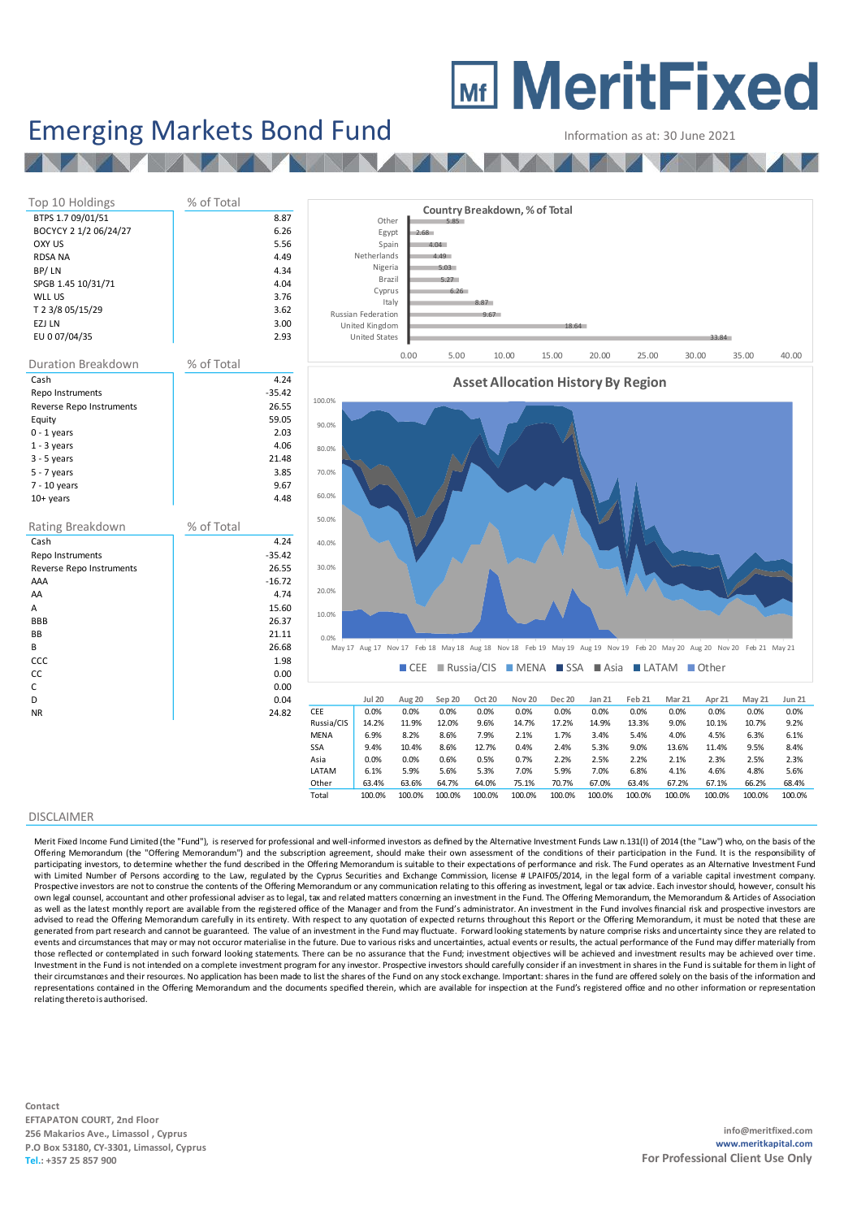# MeritFixed

## Emerging Markets Bond Fund

Information as at: 30 June 2021

| Top 10 Holdings | % of Total |
|---|---|
| BTPS 1.7 09/01/51 | 8.87 |
| BOCYCY 2 1/2 06/24/27 | 6.26 |
| OXY US | 5.56 |
| RDSA NA | 4.49 |
| BP/ LN | 4.34 |
| SPGB 1.45 10/31/71 | 4.04 |
| WLL US | 3.76 |
| T 2 3/8 05/15/29 | 3.62 |
| EZJ LN | 3.00 |
| EU 0 07/04/35 | 2.93 |

| Duration Breakdown | % of Total |
|---|---|
| Cash | 4.24 |
| Repo Instruments | -35.42 |
| Reverse Repo Instruments | 26.55 |
| Equity | 59.05 |
| 0 - 1 years | 2.03 |
| 1 - 3 years | 4.06 |
| 3 - 5 years | 21.48 |
| 5 - 7 years | 3.85 |
| 7 - 10 years | 9.67 |
| 10+ years | 4.48 |

| Rating Breakdown | % of Total |
|---|---|
| Cash | 4.24 |
| Repo Instruments | -35.42 |
| Reverse Repo Instruments | 26.55 |
| AAA | -16.72 |
| AA | 4.74 |
| A | 15.60 |
| BBB | 26.37 |
| BB | 21.11 |
| B | 26.68 |
| CCC | 1.98 |
| CC | 0.00 |
| C | 0.00 |
| D | 0.04 |
| NR | 24.82 |

Country Breakdown, % of Total

Other 5.85
Egypt 2.68
Spain 4.04
Netherlands 4.49
Nigeria 5.03
Brazil 5.27
Cyprus 6.26
Italy 8.87
Russian Federation 9.67
United Kingdom 18.64
United States 33.84

0.00 5.00 10.00 15.00 20.00 25.00 30.00 35.00 40.00

Asset Allocation History By Region

100.0% 90.0% 80.0% 70.0% 60.0% 50.0% 40.0% 30.0% 20.0% 10.0% 0.0%

May 17 Aug 17 Nov 17 Feb 18 May 18 Aug 18 Nov 18 Feb 19 May 19 Aug 19 Nov 19 Feb 20 May 20 Aug 20 Nov 20 Feb 21 May 21

CEE Russia/CIS MENA SSA Asia LATAM Other

| | Jul 20 | Aug 20 | Sep 20 | Oct 20 | Nov 20 | Dec 20 | Jan 21 | Feb 21 | Mar 21 | Apr 21 | May 21 | Jun 21 |
|---|---|---|---|---|---|---|---|---|---|---|---|---|
| CEE | 0.0% | 0.0% | 0.0% | 0.0% | 0.0% | 0.0% | 0.0% | 0.0% | 0.0% | 0.0% | 0.0% | 0.0% |
| Russia/CIS | 14.2% | 11.9% | 12.0% | 9.6% | 14.7% | 17.2% | 14.9% | 13.3% | 9.0% | 10.1% | 10.7% | 9.2% |
| MENA | 6.9% | 8.2% | 8.6% | 7.9% | 2.1% | 1.7% | 3.4% | 5.4% | 4.0% | 4.5% | 6.3% | 6.1% |
| SSA | 9.4% | 10.4% | 8.6% | 12.7% | 0.4% | 2.4% | 5.3% | 9.0% | 13.6% | 11.4% | 9.5% | 8.4% |
| Asia | 0.0% | 0.0% | 0.6% | 0.5% | 0.7% | 2.2% | 2.5% | 2.2% | 2.1% | 2.3% | 2.5% | 2.3% |
| LATAM | 6.1% | 5.9% | 5.6% | 5.3% | 7.0% | 5.9% | 7.0% | 6.8% | 4.1% | 4.6% | 4.8% | 5.6% |
| Other | 63.4% | 63.6% | 64.7% | 64.0% | 75.1% | 70.7% | 67.0% | 63.4% | 67.2% | 67.1% | 66.2% | 68.4% |
| Total | 100.0% | 100.0% | 100.0% | 100.0% | 100.0% | 100.0% | 100.0% | 100.0% | 100.0% | 100.0% | 100.0% | 100.0% |

## DISCLAIMER

Merit Fixed Income Fund Limited (the "Fund"), is reserved for professional and well-informed investors as defined by the Alternative Investment Funds Law n.131(I) of 2014 (the "Law") who, on the basis of the Offering Memorandum (the "Offering Memorandum") and the subscription agreement, should make their own assessment of the conditions of their participation in the Fund. It is the responsibility of participating investors, to determine whether the fund described in the Offering Memorandum is suitable to their expectations of performance and risk. The Fund operates as an Alternative Investment Fund with Limited Number of Persons according to the Law, regulated by the Cyprus Securities and Exchange Commission, license # LPAIF05/2014, in the legal form of a variable capital investment company. Prospective investors are not to construe the contents of the Offering Memorandum or any communication relating to this offering as investment, legal or tax advice. Each investor should, however, consult his own legal counsel, accountant and other professional adviser as to legal, tax and related matters concerning an investment in the Fund. The Offering Memorandum, the Memorandum & Articles of Association as well as the latest monthly report are available from the registered office of the Manager and from the Fund's administrator. An investment in the Fund involves financial risk and prospective investors are advised to read the Offering Memorandum carefully in its entirety. With respect to any quotation of expected returns throughout this Report or the Offering Memorandum, it must be noted that these are generated from part research and cannot be guaranteed. The value of an investment in the Fund may fluctuate. Forward looking statements by nature comprise risks and uncertainty since they are related to events and circumstances that may or may not occuror materialise in the future. Due to various risks and uncertainties, actual events or results, the actual performance of the Fund may differ materially from those reflected or contemplated in such forward looking statements. There can be no assurance that the Fund; investment objectives will be achieved and investment results may be achieved over time. Investment in the Fund is not intended on a complete investment program for any investor. Prospective investors should carefully consider if an investment in shares in the Fund is suitable for them in light of their circumstances and their resources. No application has been made to list the shares of the Fund on any stock exchange. Important: shares in the fund are offered solely on the basis of the information and representations contained in the Offering Memorandum and the documents specified therein, which are available for inspection at the Fund's registered office and no other information or representation relating thereto is authorised.

**Contact**
**EFTAPATON COURT, 2nd Floor**
**256 Makarios Ave., Limassol , Cyprus**
**P.O Box 53180, CY-3301, Limassol, Cyprus**
**Tel.: +357 25 857 900**

**info@meritfixed.com**
**www.meritkapital.com**
**For Professional Client Use Only**